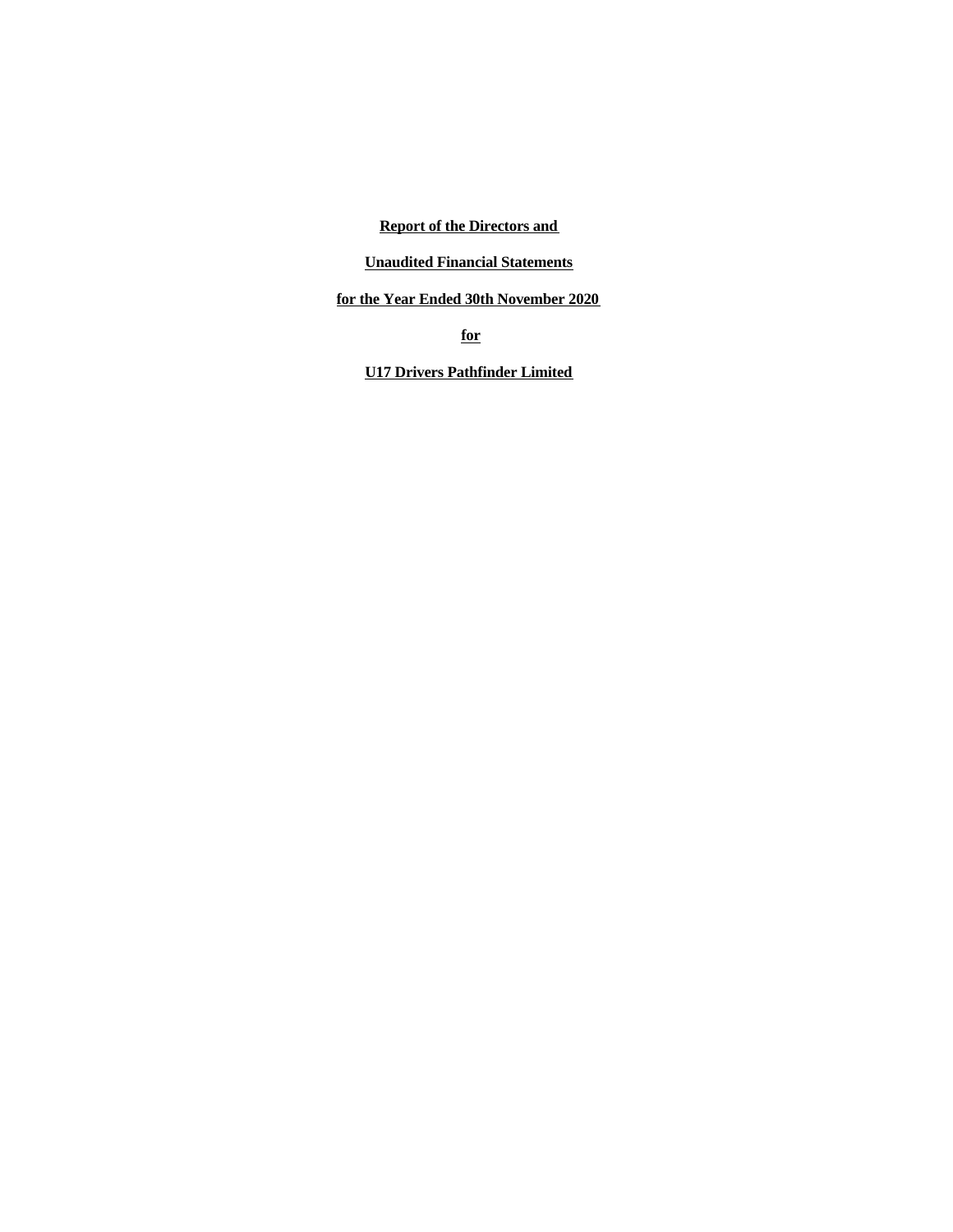**Report of the Directors and**

**Unaudited Financial Statements**

**for the Year Ended 30th November 2020**

**for**

**U17 Drivers Pathfinder Limited**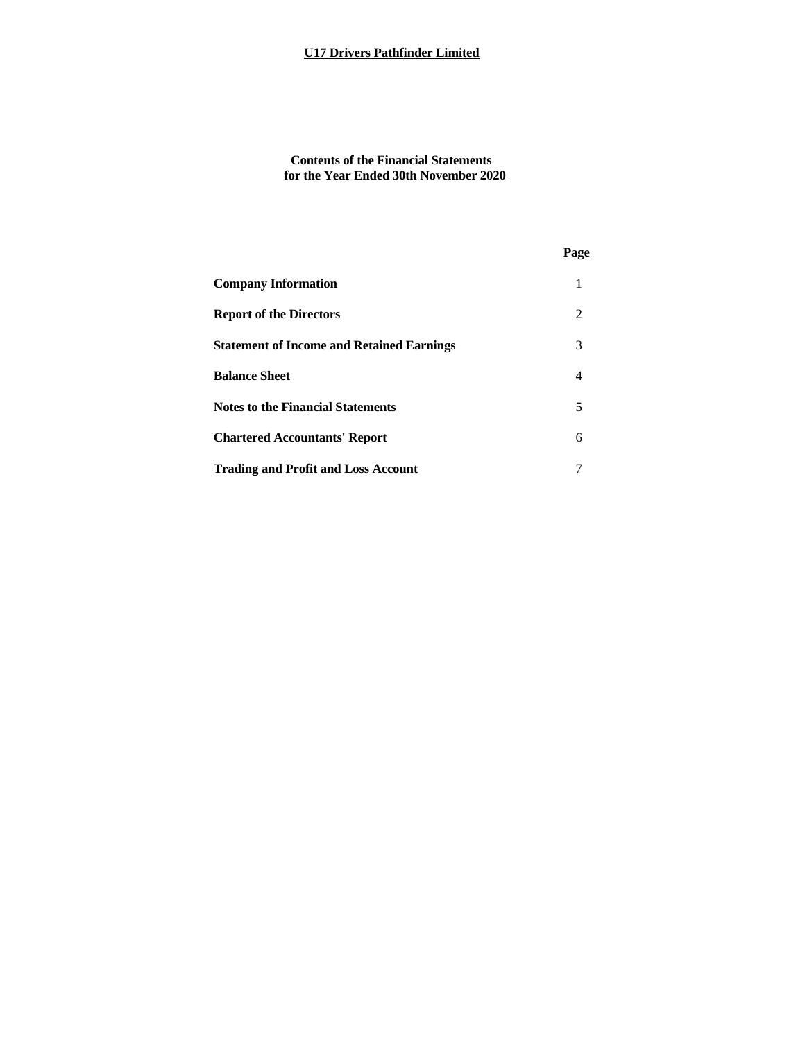# U17 Drivers Pathfinder Limited

## Contents of the Financial Statements for the Year Ended 30th November 2020

| | Page |
|---|---|
| **Company Information** | 1 |
| **Report of the Directors** | 2 |
| **Statement of Income and Retained Earnings** | 3 |
| **Balance Sheet** | 4 |
| **Notes to the Financial Statements** | 5 |
| **Chartered Accountants' Report** | 6 |
| **Trading and Profit and Loss Account** | 7 |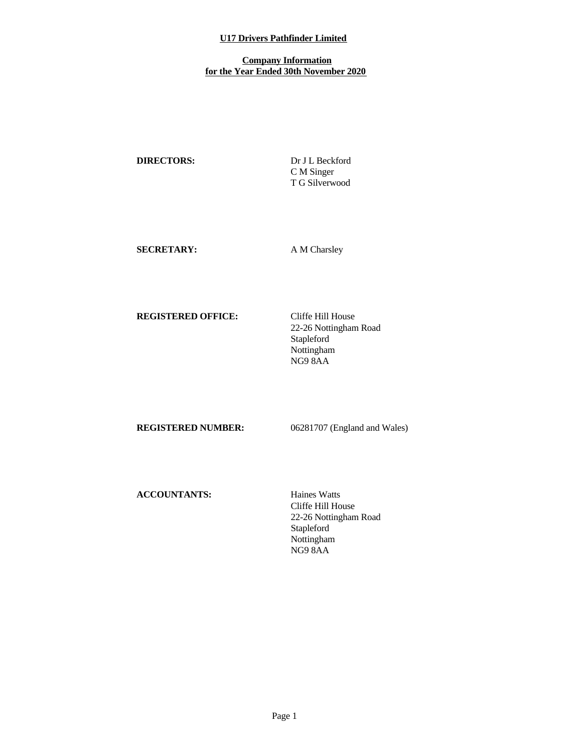# U17 Drivers Pathfinder Limited

## Company Information
## for the Year Ended 30th November 2020

| | |
|---|---|
| **DIRECTORS:** | Dr J L Beckford<br>C M Singer<br>T G Silverwood |
| **SECRETARY:** | A M Charsley |
| **REGISTERED OFFICE:** | Cliffe Hill House<br>22-26 Nottingham Road<br>Stapleford<br>Nottingham<br>NG9 8AA |
| **REGISTERED NUMBER:** | 06281707 (England and Wales) |
| **ACCOUNTANTS:** | Haines Watts<br>Cliffe Hill House<br>22-26 Nottingham Road<br>Stapleford<br>Nottingham<br>NG9 8AA |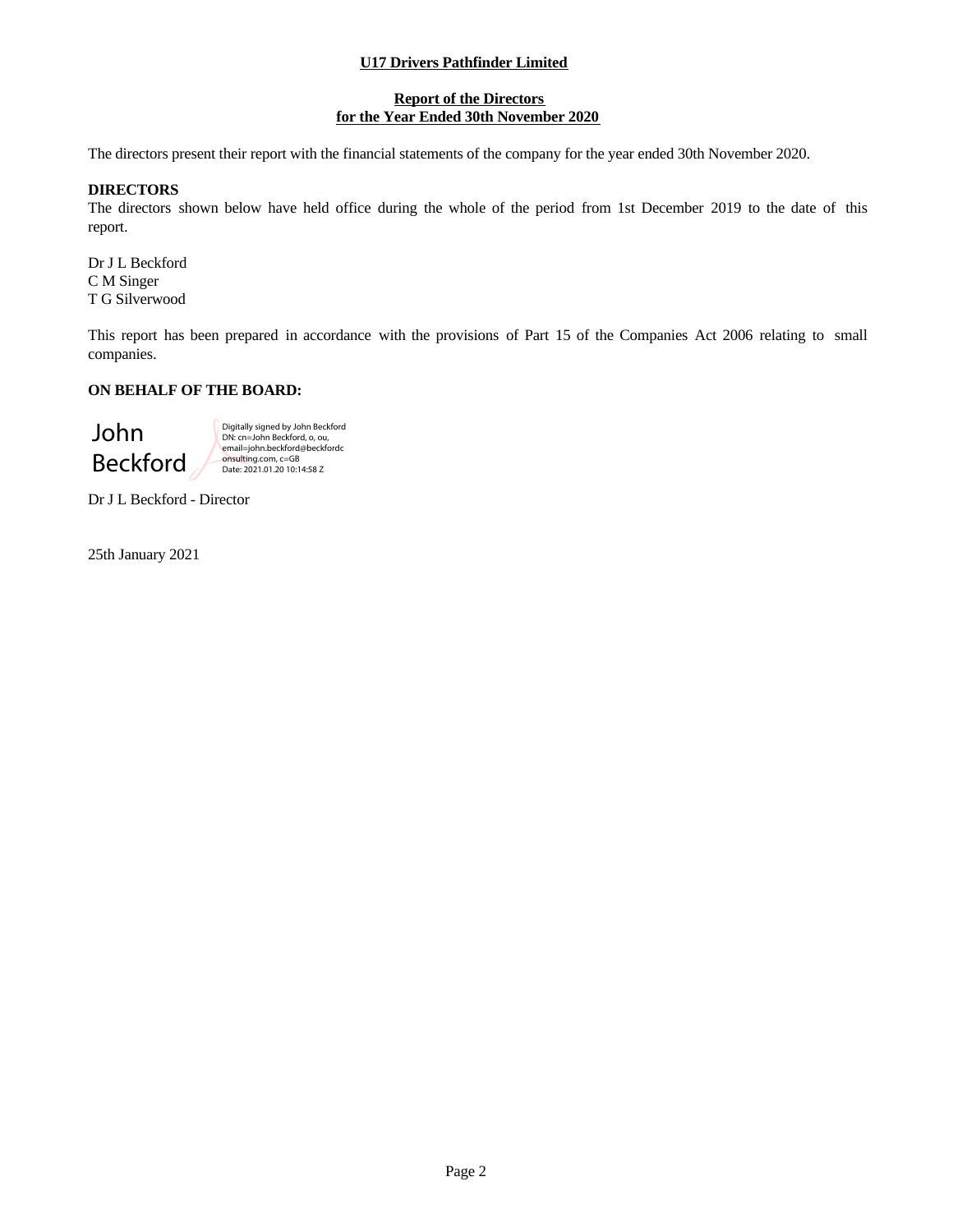**U17 Drivers Pathfinder Limited**

**Report of the Directors**
**for the Year Ended 30th November 2020**

The directors present their report with the financial statements of the company for the year ended 30th November 2020.

**DIRECTORS**

The directors shown below have held office during the whole of the period from 1st December 2019 to the date of this report.

Dr J L Beckford
C M Singer
T G Silverwood

This report has been prepared in accordance with the provisions of Part 15 of the Companies Act 2006 relating to small companies.

**ON BEHALF OF THE BOARD:**

John Beckford

Digitally signed by John Beckford
DN: cn=John Beckford, o, ou, email=john.beckford@beckfordconsulting.com, c=GB
Date: 2021.01.20 10:14:58 Z

Dr J L Beckford - Director

25th January 2021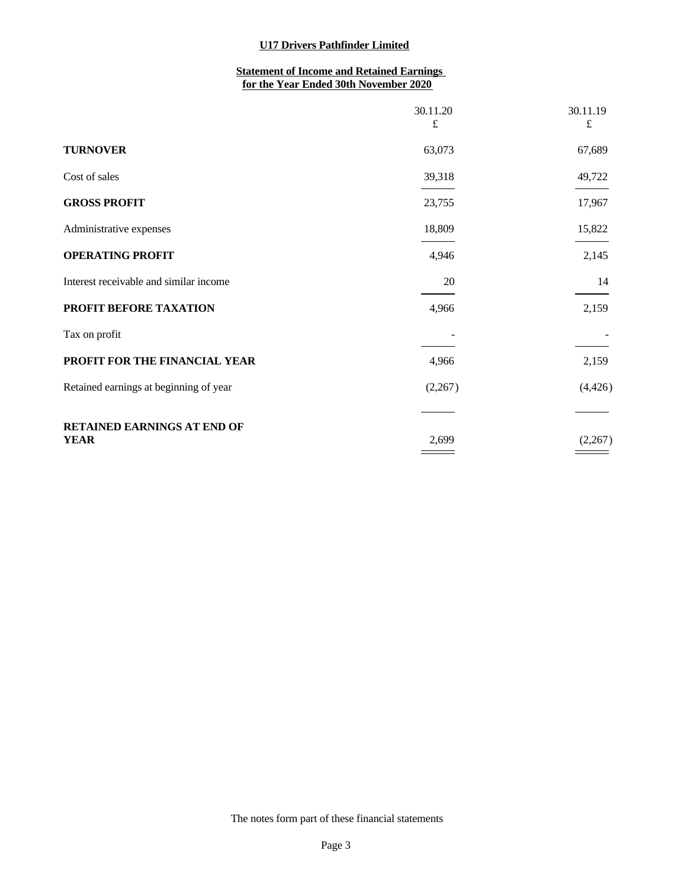# U17 Drivers Pathfinder Limited

## Statement of Income and Retained Earnings for the Year Ended 30th November 2020

| | 30.11.20 £ | 30.11.19 £ |
|---|---|---|
| **TURNOVER** | 63,073 | 67,689 |
| Cost of sales | 39,318 | 49,722 |
| **GROSS PROFIT** | 23,755 | 17,967 |
| Administrative expenses | 18,809 | 15,822 |
| **OPERATING PROFIT** | 4,946 | 2,145 |
| Interest receivable and similar income | 20 | 14 |
| **PROFIT BEFORE TAXATION** | 4,966 | 2,159 |
| Tax on profit | - | - |
| **PROFIT FOR THE FINANCIAL YEAR** | 4,966 | 2,159 |
| Retained earnings at beginning of year | (2,267) | (4,426) |
| **RETAINED EARNINGS AT END OF YEAR** | 2,699 | (2,267) |

The notes form part of these financial statements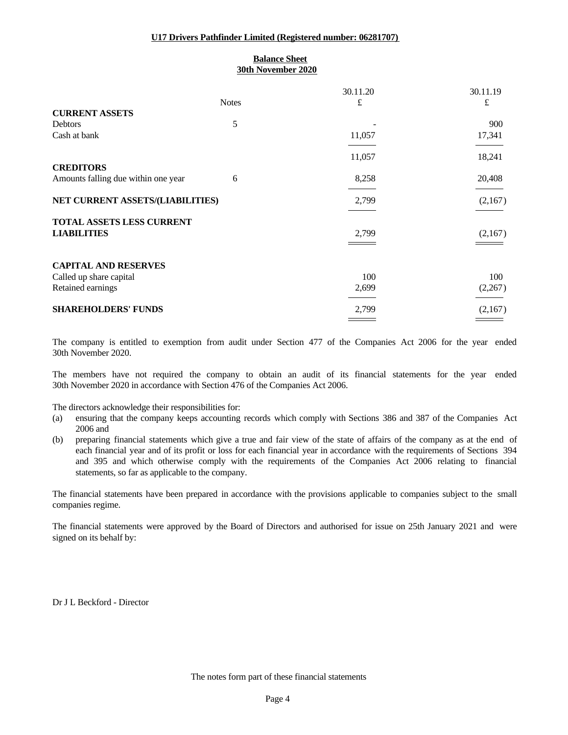**U17 Drivers Pathfinder Limited (Registered number: 06281707)**

## Balance Sheet
## 30th November 2020

| | Notes | 30.11.20 £ | 30.11.19 £ |
|---|---|---|---|
| **CURRENT ASSETS** | | | |
| Debtors | 5 | - | 900 |
| Cash at bank | | 11,057 | 17,341 |
| | | 11,057 | 18,241 |
| **CREDITORS** | | | |
| Amounts falling due within one year | 6 | 8,258 | 20,408 |
| **NET CURRENT ASSETS/(LIABILITIES)** | | 2,799 | (2,167) |
| **TOTAL ASSETS LESS CURRENT LIABILITIES** | | 2,799 | (2,167) |
| **CAPITAL AND RESERVES** | | | |
| Called up share capital | | 100 | 100 |
| Retained earnings | | 2,699 | (2,267) |
| **SHAREHOLDERS' FUNDS** | | 2,799 | (2,167) |

The company is entitled to exemption from audit under Section 477 of the Companies Act 2006 for the year ended 30th November 2020.

The members have not required the company to obtain an audit of its financial statements for the year ended 30th November 2020 in accordance with Section 476 of the Companies Act 2006.

The directors acknowledge their responsibilities for:

(a) ensuring that the company keeps accounting records which comply with Sections 386 and 387 of the Companies Act 2006 and

(b) preparing financial statements which give a true and fair view of the state of affairs of the company as at the end of each financial year and of its profit or loss for each financial year in accordance with the requirements of Sections 394 and 395 and which otherwise comply with the requirements of the Companies Act 2006 relating to financial statements, so far as applicable to the company.

The financial statements have been prepared in accordance with the provisions applicable to companies subject to the small companies regime.

The financial statements were approved by the Board of Directors and authorised for issue on 25th January 2021 and were signed on its behalf by:

Dr J L Beckford - Director

The notes form part of these financial statements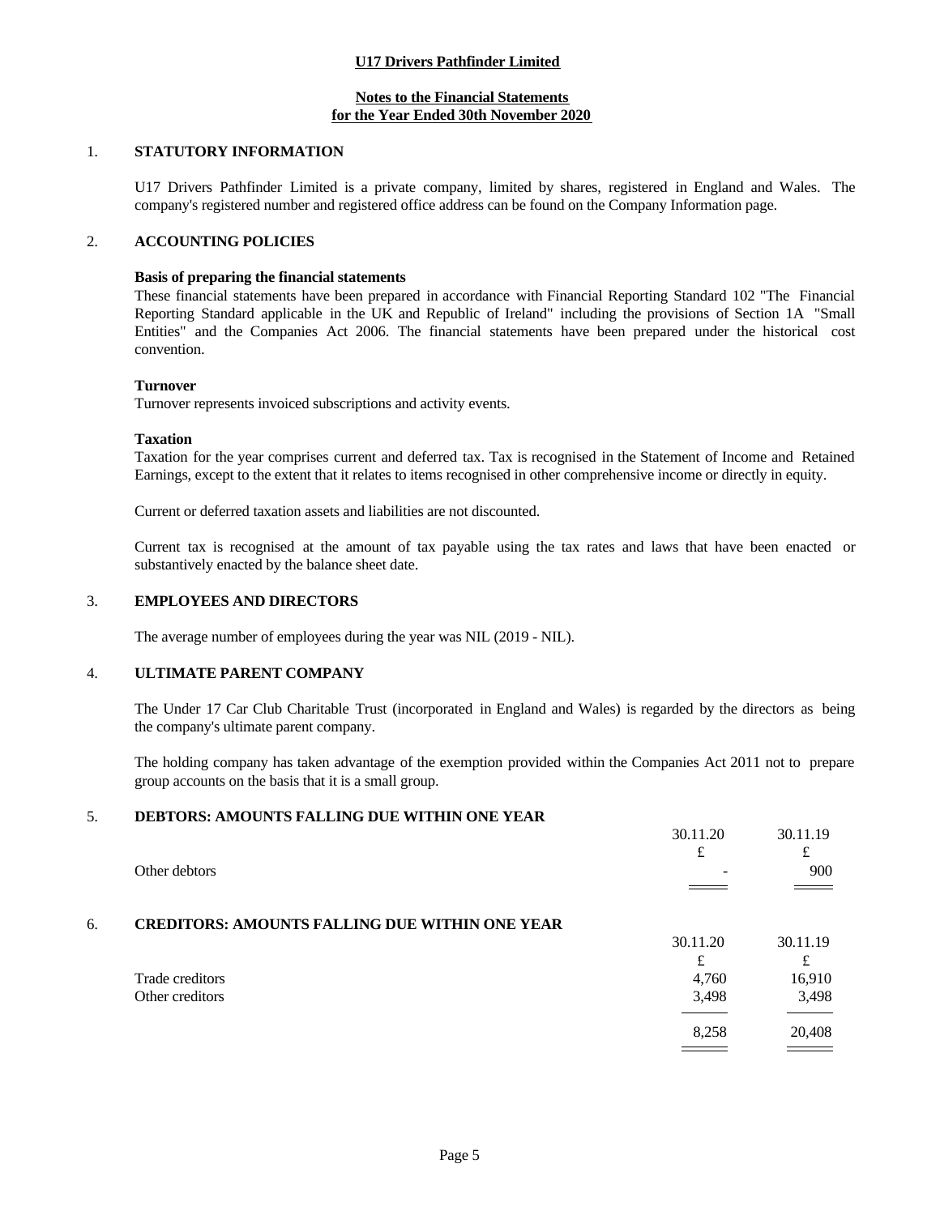**U17 Drivers Pathfinder Limited**

**Notes to the Financial Statements**
**for the Year Ended 30th November 2020**

## 1. STATUTORY INFORMATION

U17 Drivers Pathfinder Limited is a private company, limited by shares, registered in England and Wales. The company's registered number and registered office address can be found on the Company Information page.

## 2. ACCOUNTING POLICIES

**Basis of preparing the financial statements**
These financial statements have been prepared in accordance with Financial Reporting Standard 102 "The Financial Reporting Standard applicable in the UK and Republic of Ireland" including the provisions of Section 1A "Small Entities" and the Companies Act 2006. The financial statements have been prepared under the historical cost convention.

**Turnover**
Turnover represents invoiced subscriptions and activity events.

**Taxation**
Taxation for the year comprises current and deferred tax. Tax is recognised in the Statement of Income and Retained Earnings, except to the extent that it relates to items recognised in other comprehensive income or directly in equity.

Current or deferred taxation assets and liabilities are not discounted.

Current tax is recognised at the amount of tax payable using the tax rates and laws that have been enacted or substantively enacted by the balance sheet date.

## 3. EMPLOYEES AND DIRECTORS

The average number of employees during the year was NIL (2019 - NIL).

## 4. ULTIMATE PARENT COMPANY

The Under 17 Car Club Charitable Trust (incorporated in England and Wales) is regarded by the directors as being the company's ultimate parent company.

The holding company has taken advantage of the exemption provided within the Companies Act 2011 not to prepare group accounts on the basis that it is a small group.

## 5. DEBTORS: AMOUNTS FALLING DUE WITHIN ONE YEAR

| | 30.11.20 | 30.11.19 |
|---|---|---|
| | £ | £ |
| Other debtors | - | 900 |

## 6. CREDITORS: AMOUNTS FALLING DUE WITHIN ONE YEAR

| | 30.11.20 | 30.11.19 |
|---|---|---|
| | £ | £ |
| Trade creditors | 4,760 | 16,910 |
| Other creditors | 3,498 | 3,498 |
| | 8,258 | 20,408 |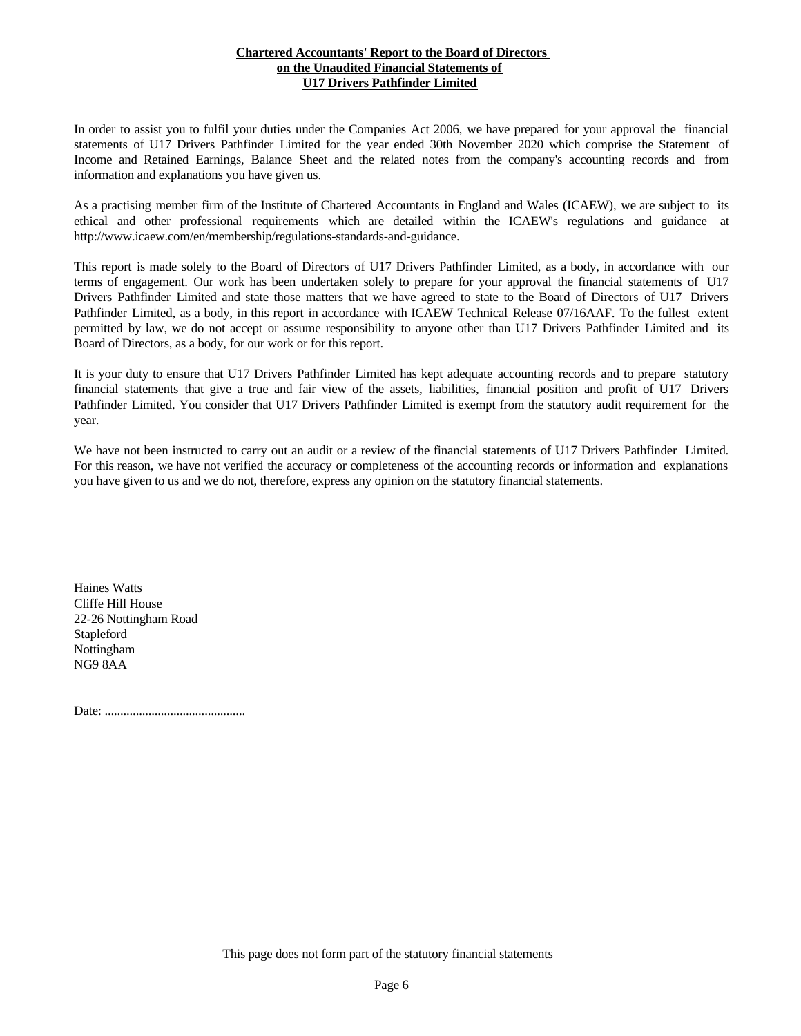**Chartered Accountants' Report to the Board of Directors on the Unaudited Financial Statements of U17 Drivers Pathfinder Limited**

In order to assist you to fulfil your duties under the Companies Act 2006, we have prepared for your approval the financial statements of U17 Drivers Pathfinder Limited for the year ended 30th November 2020 which comprise the Statement of Income and Retained Earnings, Balance Sheet and the related notes from the company's accounting records and from information and explanations you have given us.

As a practising member firm of the Institute of Chartered Accountants in England and Wales (ICAEW), we are subject to its ethical and other professional requirements which are detailed within the ICAEW's regulations and guidance at http://www.icaew.com/en/membership/regulations-standards-and-guidance.

This report is made solely to the Board of Directors of U17 Drivers Pathfinder Limited, as a body, in accordance with our terms of engagement. Our work has been undertaken solely to prepare for your approval the financial statements of U17 Drivers Pathfinder Limited and state those matters that we have agreed to state to the Board of Directors of U17 Drivers Pathfinder Limited, as a body, in this report in accordance with ICAEW Technical Release 07/16AAF. To the fullest extent permitted by law, we do not accept or assume responsibility to anyone other than U17 Drivers Pathfinder Limited and its Board of Directors, as a body, for our work or for this report.

It is your duty to ensure that U17 Drivers Pathfinder Limited has kept adequate accounting records and to prepare statutory financial statements that give a true and fair view of the assets, liabilities, financial position and profit of U17 Drivers Pathfinder Limited. You consider that U17 Drivers Pathfinder Limited is exempt from the statutory audit requirement for the year.

We have not been instructed to carry out an audit or a review of the financial statements of U17 Drivers Pathfinder Limited. For this reason, we have not verified the accuracy or completeness of the accounting records or information and explanations you have given to us and we do not, therefore, express any opinion on the statutory financial statements.

Haines Watts  
Cliffe Hill House  
22-26 Nottingham Road  
Stapleford  
Nottingham  
NG9 8AA

Date: ............................................

This page does not form part of the statutory financial statements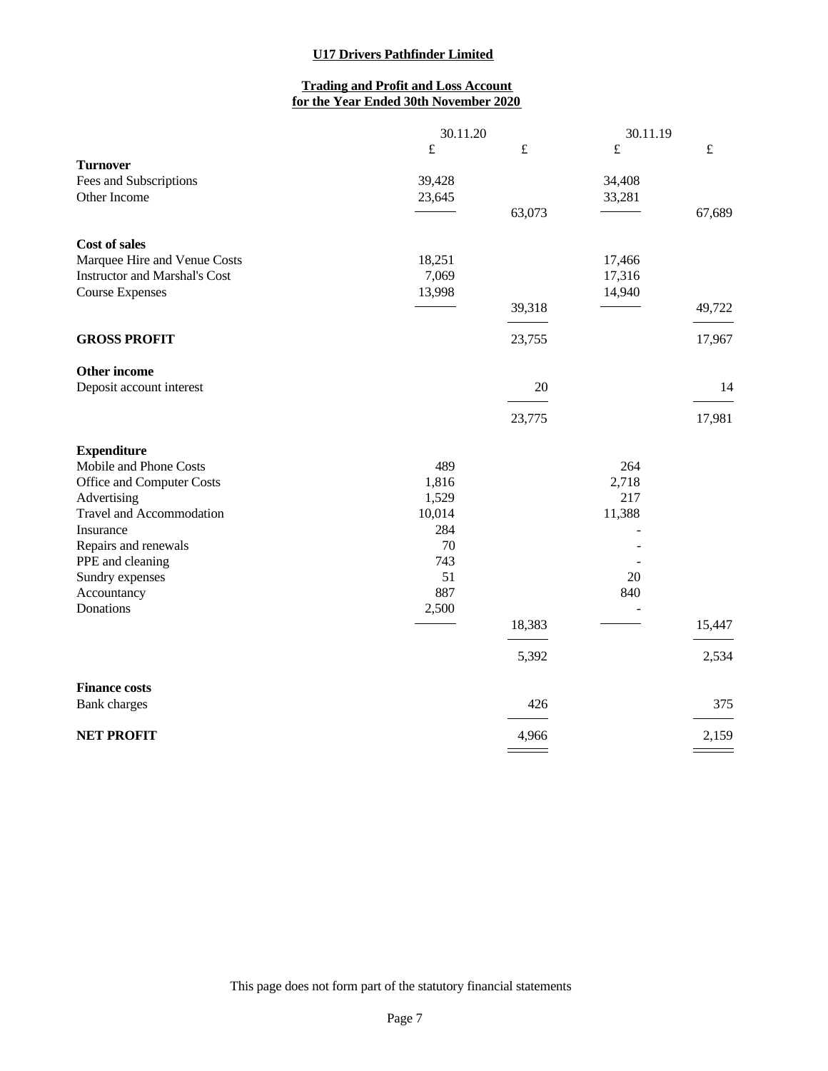**U17 Drivers Pathfinder Limited**

**Trading and Profit and Loss Account for the Year Ended 30th November 2020**

| | 30.11.20 | | 30.11.19 | |
|---|---|---|---|---|
| | £ | £ | £ | £ |
| **Turnover** | | | | |
| Fees and Subscriptions | 39,428 | | 34,408 | |
| Other Income | 23,645 | | 33,281 | |
| | | 63,073 | | 67,689 |
| **Cost of sales** | | | | |
| Marquee Hire and Venue Costs | 18,251 | | 17,466 | |
| Instructor and Marshal's Cost | 7,069 | | 17,316 | |
| Course Expenses | 13,998 | | 14,940 | |
| | | 39,318 | | 49,722 |
| **GROSS PROFIT** | | 23,755 | | 17,967 |
| **Other income** | | | | |
| Deposit account interest | | 20 | | 14 |
| | | 23,775 | | 17,981 |
| **Expenditure** | | | | |
| Mobile and Phone Costs | 489 | | 264 | |
| Office and Computer Costs | 1,816 | | 2,718 | |
| Advertising | 1,529 | | 217 | |
| Travel and Accommodation | 10,014 | | 11,388 | |
| Insurance | 284 | | - | |
| Repairs and renewals | 70 | | - | |
| PPE and cleaning | 743 | | - | |
| Sundry expenses | 51 | | 20 | |
| Accountancy | 887 | | 840 | |
| Donations | 2,500 | | - | |
| | | 18,383 | | 15,447 |
| | | 5,392 | | 2,534 |
| **Finance costs** | | | | |
| Bank charges | | 426 | | 375 |
| **NET PROFIT** | | 4,966 | | 2,159 |

This page does not form part of the statutory financial statements